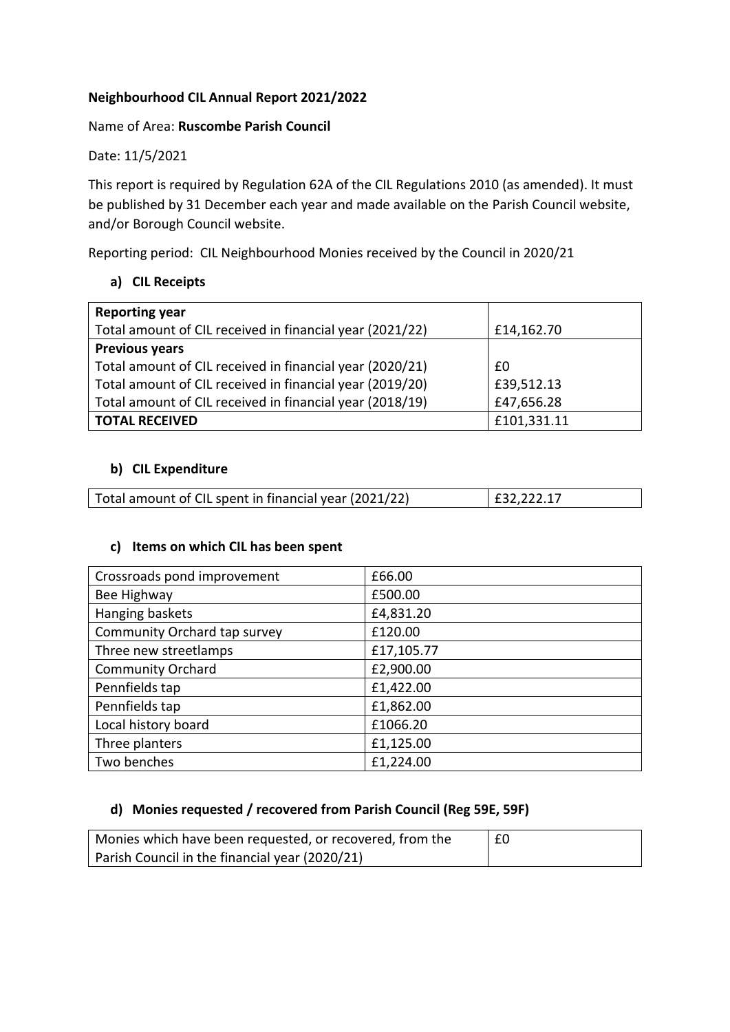**Neighbourhood CIL Annual Report 2021/2022**

Name of Area: **Ruscombe Parish Council**

Date: 11/5/2021

This report is required by Regulation 62A of the CIL Regulations 2010 (as amended). It must be published by 31 December each year and made available on the Parish Council website, and/or Borough Council website.

Reporting period: CIL Neighbourhood Monies received by the Council in 2020/21

### a) CIL Receipts

| **Reporting year** | |
|---|---|
| Total amount of CIL received in financial year (2021/22) | £14,162.70 |
| **Previous years** | |
| Total amount of CIL received in financial year (2020/21) | £0 |
| Total amount of CIL received in financial year (2019/20) | £39,512.13 |
| Total amount of CIL received in financial year (2018/19) | £47,656.28 |
| **TOTAL RECEIVED** | £101,331.11 |

### b) CIL Expenditure

| Total amount of CIL spent in financial year (2021/22) | £32,222.17 |
|---|---|

### c) Items on which CIL has been spent

| Crossroads pond improvement | £66.00 |
|---|---|
| Bee Highway | £500.00 |
| Hanging baskets | £4,831.20 |
| Community Orchard tap survey | £120.00 |
| Three new streetlamps | £17,105.77 |
| Community Orchard | £2,900.00 |
| Pennfields tap | £1,422.00 |
| Pennfields tap | £1,862.00 |
| Local history board | £1066.20 |
| Three planters | £1,125.00 |
| Two benches | £1,224.00 |

### d) Monies requested / recovered from Parish Council (Reg 59E, 59F)

| Monies which have been requested, or recovered, from the Parish Council in the financial year (2020/21) | £0 |
|---|---|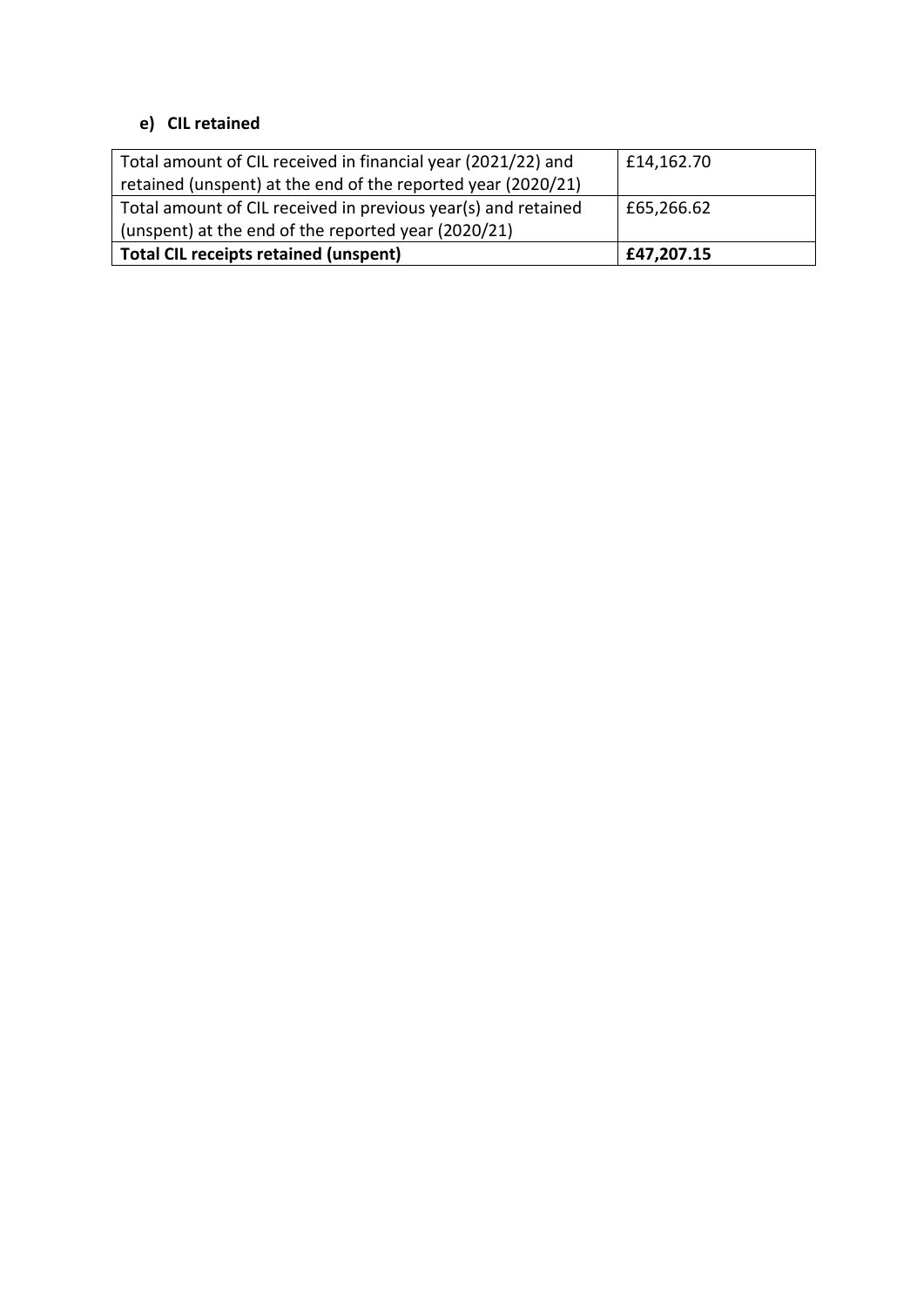#### e) CIL retained

| | |
|---|---|
| Total amount of CIL received in financial year (2021/22) and retained (unspent) at the end of the reported year (2020/21) | £14,162.70 |
| Total amount of CIL received in previous year(s) and retained (unspent) at the end of the reported year (2020/21) | £65,266.62 |
| **Total CIL receipts retained (unspent)** | **£47,207.15** |